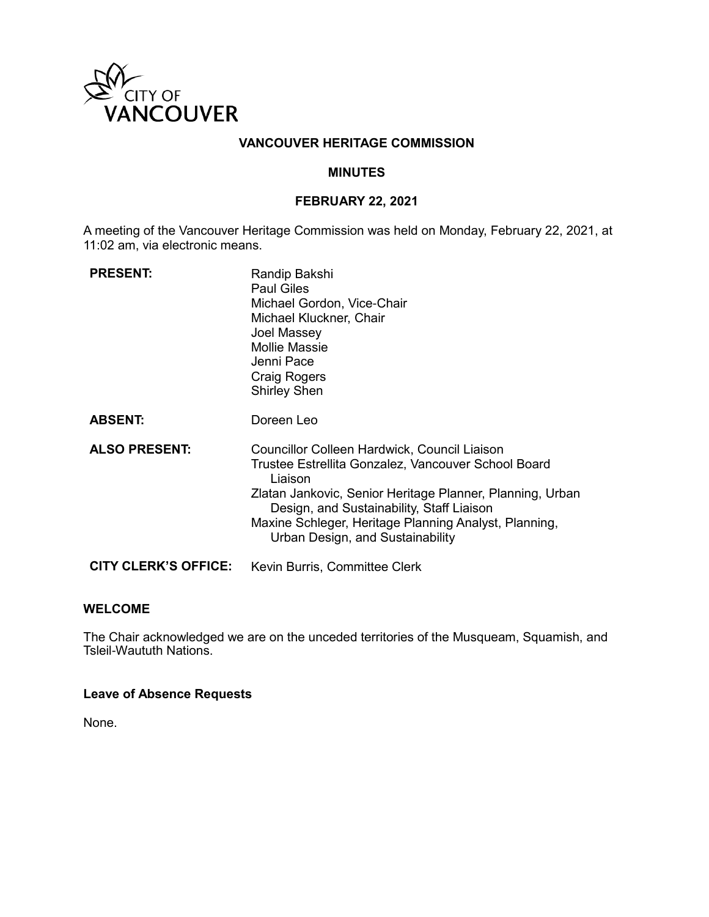# VANCOUVER HERITAGE COMMISSION

## MINUTES

## FEBRUARY 22, 2021

A meeting of the Vancouver Heritage Commission was held on Monday, February 22, 2021, at 11:02 am, via electronic means.

| | |
|---|---|
| **PRESENT:** | Randip Bakshi<br>Paul Giles<br>Michael Gordon, Vice-Chair<br>Michael Kluckner, Chair<br>Joel Massey<br>Mollie Massie<br>Jenni Pace<br>Craig Rogers<br>Shirley Shen |
| **ABSENT:** | Doreen Leo |
| **ALSO PRESENT:** | Councillor Colleen Hardwick, Council Liaison<br>Trustee Estrellita Gonzalez, Vancouver School Board Liaison<br>Zlatan Jankovic, Senior Heritage Planner, Planning, Urban Design, and Sustainability, Staff Liaison<br>Maxine Schleger, Heritage Planning Analyst, Planning, Urban Design, and Sustainability |
| **CITY CLERK'S OFFICE:** | Kevin Burris, Committee Clerk |

### WELCOME

The Chair acknowledged we are on the unceded territories of the Musqueam, Squamish, and Tsleil-Waututh Nations.

### Leave of Absence Requests

None.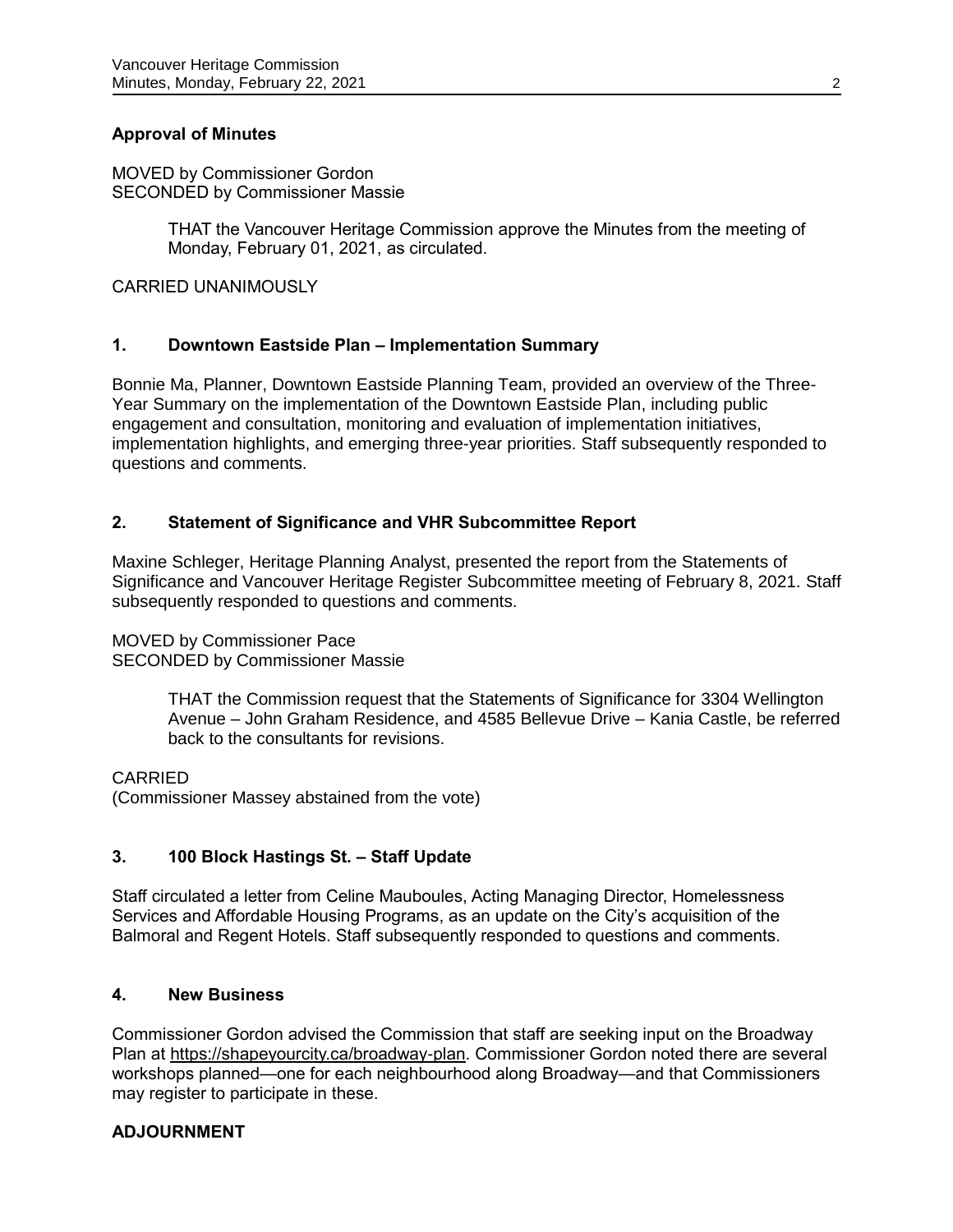## Approval of Minutes

MOVED by Commissioner Gordon
SECONDED by Commissioner Massie

> THAT the Vancouver Heritage Commission approve the Minutes from the meeting of Monday, February 01, 2021, as circulated.

CARRIED UNANIMOUSLY

## 1. Downtown Eastside Plan – Implementation Summary

Bonnie Ma, Planner, Downtown Eastside Planning Team, provided an overview of the Three-Year Summary on the implementation of the Downtown Eastside Plan, including public engagement and consultation, monitoring and evaluation of implementation initiatives, implementation highlights, and emerging three-year priorities. Staff subsequently responded to questions and comments.

## 2. Statement of Significance and VHR Subcommittee Report

Maxine Schleger, Heritage Planning Analyst, presented the report from the Statements of Significance and Vancouver Heritage Register Subcommittee meeting of February 8, 2021. Staff subsequently responded to questions and comments.

MOVED by Commissioner Pace
SECONDED by Commissioner Massie

> THAT the Commission request that the Statements of Significance for 3304 Wellington Avenue – John Graham Residence, and 4585 Bellevue Drive – Kania Castle, be referred back to the consultants for revisions.

CARRIED
(Commissioner Massey abstained from the vote)

## 3. 100 Block Hastings St. – Staff Update

Staff circulated a letter from Celine Mauboules, Acting Managing Director, Homelessness Services and Affordable Housing Programs, as an update on the City's acquisition of the Balmoral and Regent Hotels. Staff subsequently responded to questions and comments.

## 4. New Business

Commissioner Gordon advised the Commission that staff are seeking input on the Broadway Plan at https://shapeyourcity.ca/broadway-plan. Commissioner Gordon noted there are several workshops planned—one for each neighbourhood along Broadway—and that Commissioners may register to participate in these.

## ADJOURNMENT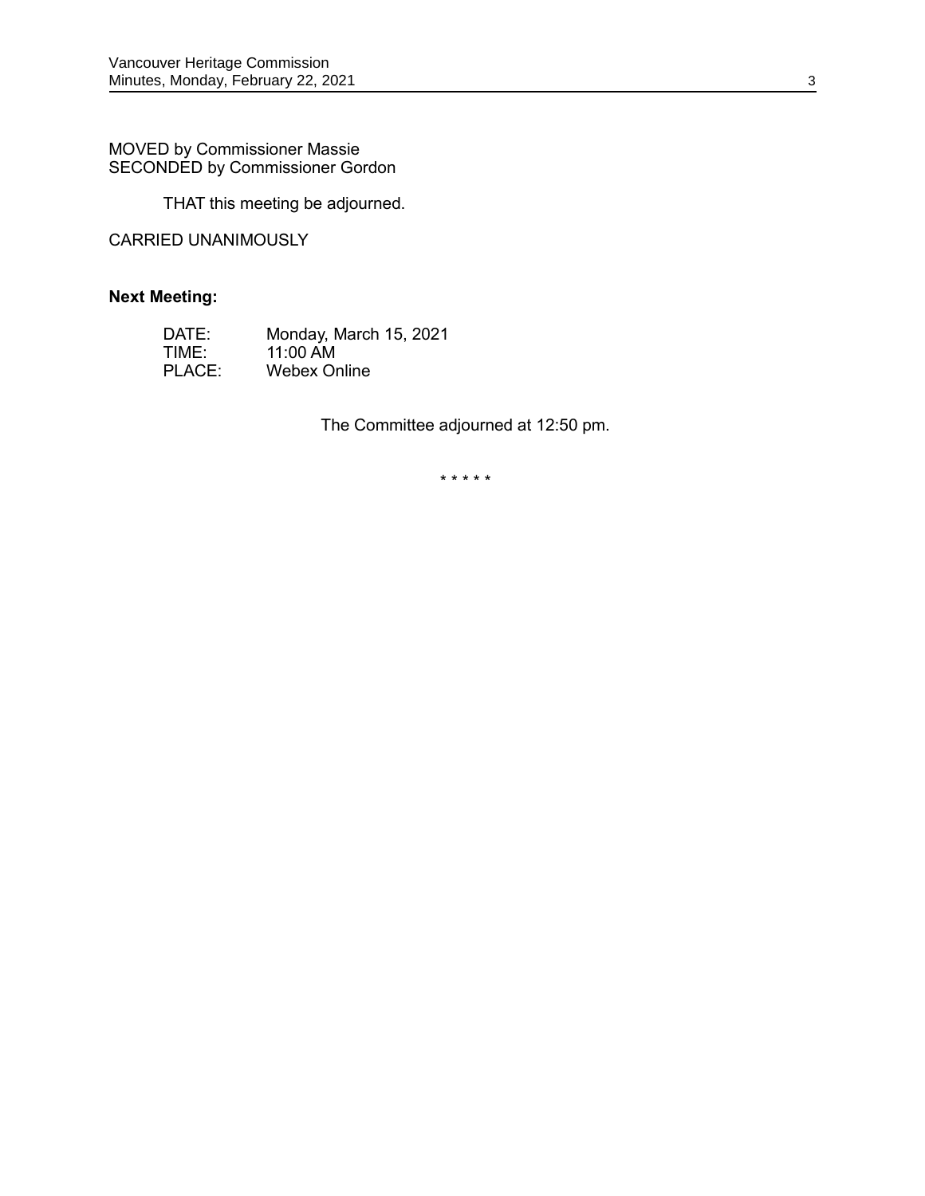MOVED by Commissioner Massie
SECONDED by Commissioner Gordon

THAT this meeting be adjourned.

CARRIED UNANIMOUSLY

**Next Meeting:**

| | |
|---|---|
| DATE: | Monday, March 15, 2021 |
| TIME: | 11:00 AM |
| PLACE: | Webex Online |

The Committee adjourned at 12:50 pm.

\* \* \* \* \*